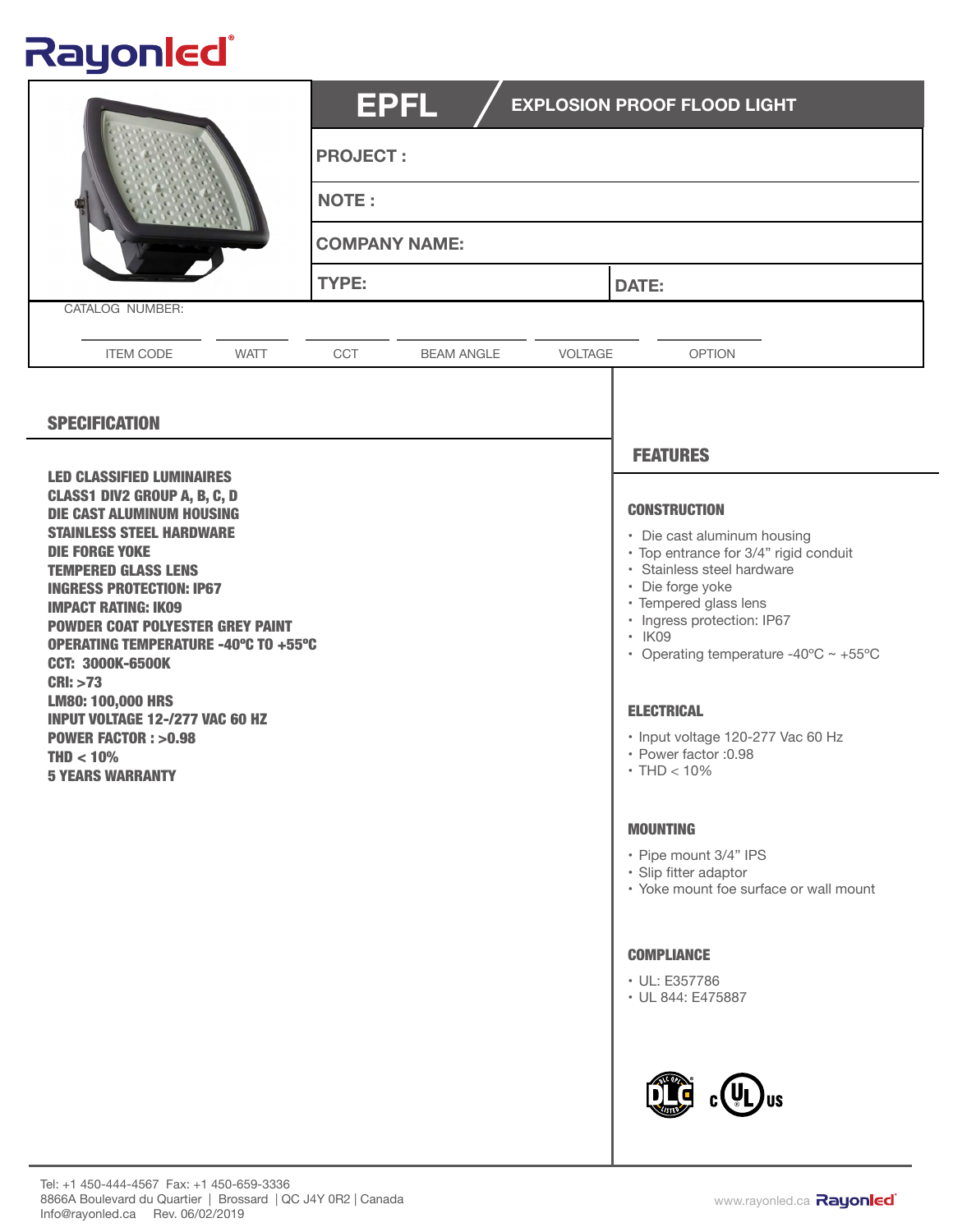Rayonled

# EPFL — EXPLOSION PROOF FLOOD LIGHT

**PROJECT :**

**NOTE :**

**COMPANY NAME:**

**TYPE:**

**DATE:**

CATALOG NUMBER:

| ITEM CODE | WATT | CCT | BEAM ANGLE | VOLTAGE | OPTION |
|---|---|---|---|---|---|
| | | | | | |

## SPECIFICATION

**LED CLASSIFIED LUMINAIRES**
**CLASS1 DIV2 GROUP A, B, C, D**
**DIE CAST ALUMINUM HOUSING**
**STAINLESS STEEL HARDWARE**
**DIE FORGE YOKE**
**TEMPERED GLASS LENS**
**INGRESS PROTECTION: IP67**
**IMPACT RATING: IK09**
**POWDER COAT POLYESTER GREY PAINT**
**OPERATING TEMPERATURE -40ºC TO +55ºC**
**CCT: 3000K-6500K**
**CRI: >73**
**LM80: 100,000 HRS**
**INPUT VOLTAGE 12-/277 VAC 60 HZ**
**POWER FACTOR : >0.98**
**THD < 10%**
**5 YEARS WARRANTY**

## FEATURES

### CONSTRUCTION

- Die cast aluminum housing
- Top entrance for 3/4” rigid conduit
- Stainless steel hardware
- Die forge yoke
- Tempered glass lens
- Ingress protection: IP67
- IK09
- Operating temperature -40ºC ~ +55ºC

### ELECTRICAL

- Input voltage 120-277 Vac 60 Hz
- Power factor :0.98
- THD < 10%

### MOUNTING

- Pipe mount 3/4” IPS
- Slip fitter adaptor
- Yoke mount foe surface or wall mount

### COMPLIANCE

- UL: E357786
- UL 844: E475887

Tel: +1 450-444-4567 Fax: +1 450-659-3336
8866A Boulevard du Quartier | Brossard | QC J4Y 0R2 | Canada
Info@rayonled.ca Rev. 06/02/2019

www.rayonled.ca Rayonled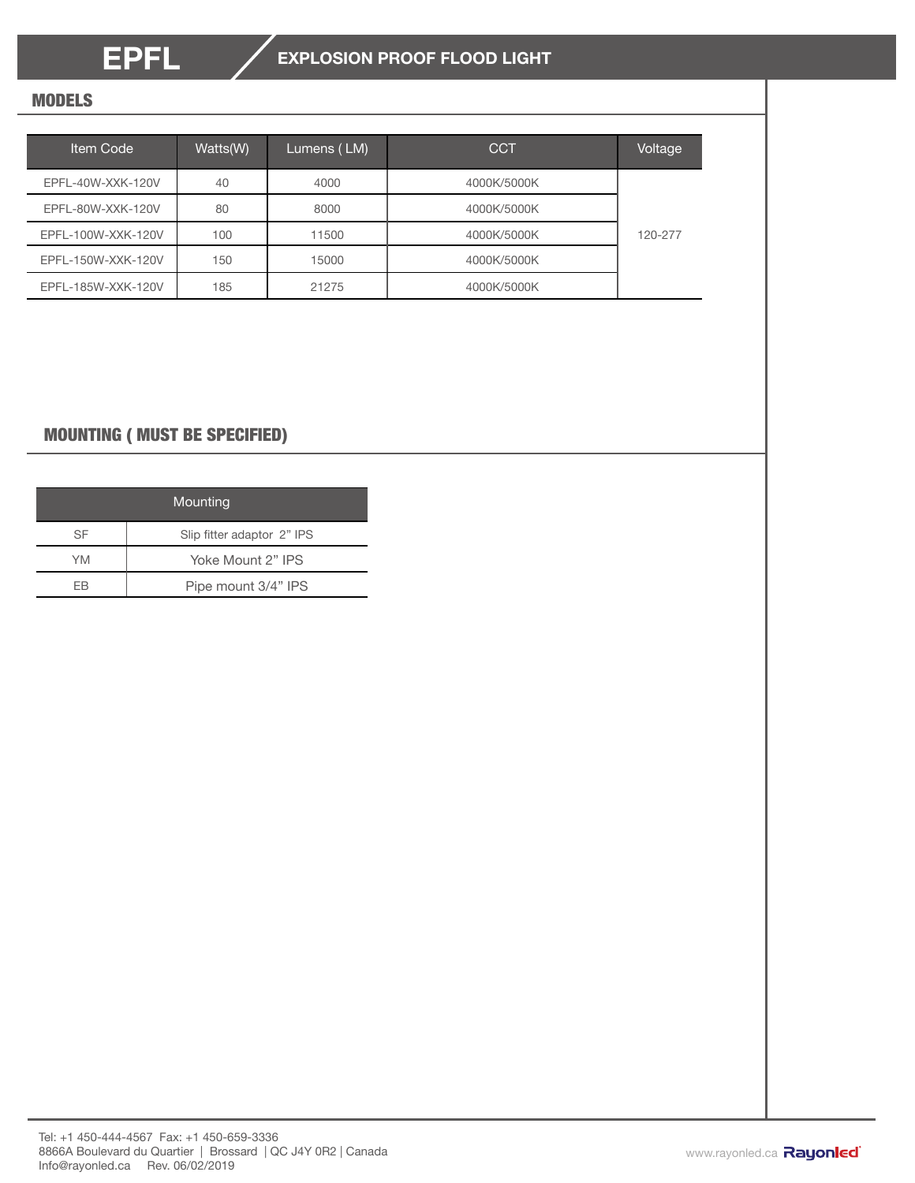# EPFL — EXPLOSION PROOF FLOOD LIGHT

## MODELS

| Item Code | Watts(W) | Lumens ( LM) | CCT | Voltage |
|---|---|---|---|---|
| EPFL-40W-XXK-120V | 40 | 4000 | 4000K/5000K | 120-277 |
| EPFL-80W-XXK-120V | 80 | 8000 | 4000K/5000K | |
| EPFL-100W-XXK-120V | 100 | 11500 | 4000K/5000K | |
| EPFL-150W-XXK-120V | 150 | 15000 | 4000K/5000K | |
| EPFL-185W-XXK-120V | 185 | 21275 | 4000K/5000K | |

## MOUNTING ( MUST BE SPECIFIED)

| Mounting | |
|---|---|
| SF | Slip fitter adaptor 2" IPS |
| YM | Yoke Mount 2" IPS |
| EB | Pipe mount 3/4" IPS |

Tel: +1 450-444-4567 Fax: +1 450-659-3336
8866A Boulevard du Quartier | Brossard | QC J4Y 0R2 | Canada
Info@rayonled.ca Rev. 06/02/2019

www.rayonled.ca Rayonled